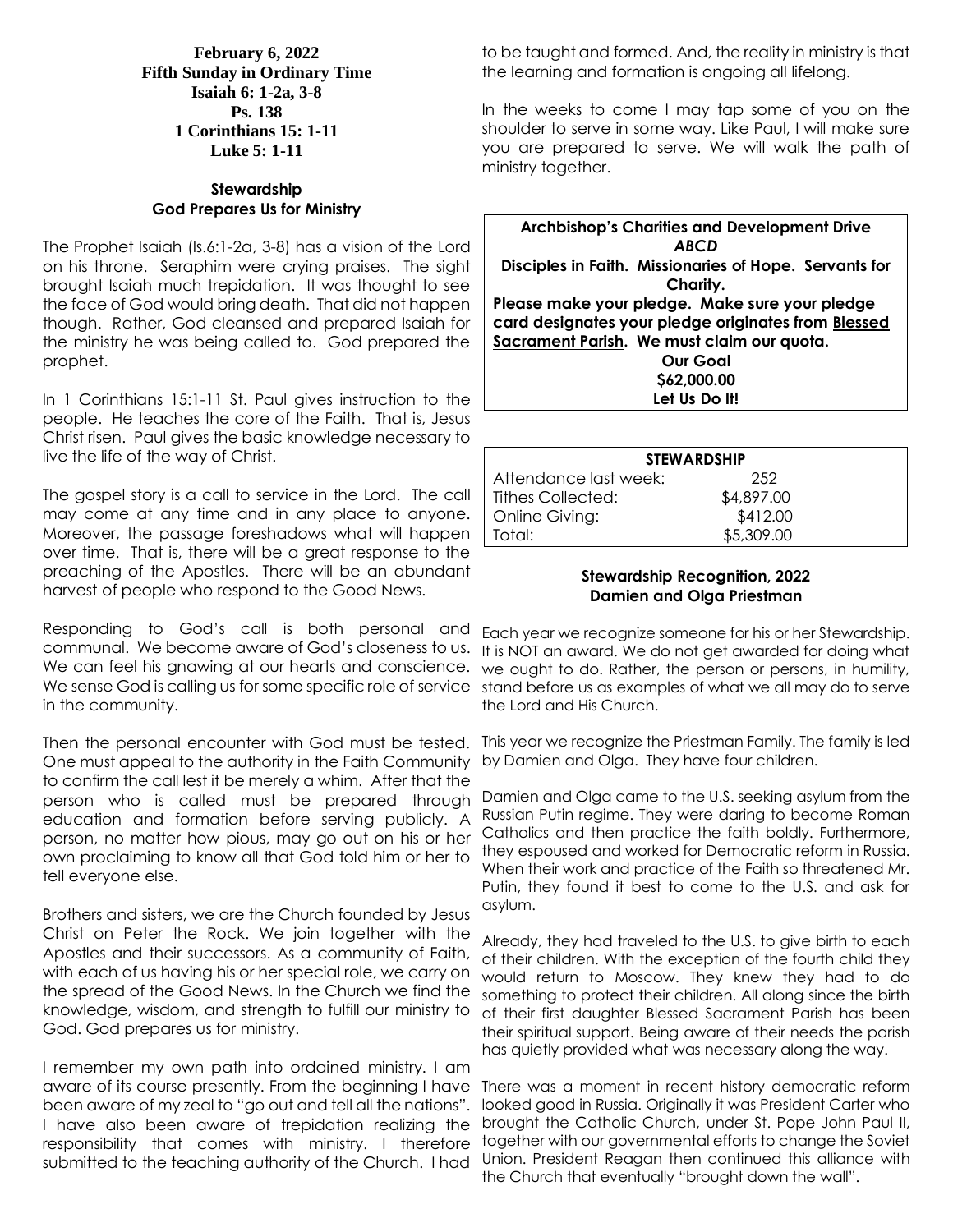**February 6, 2022**
**Fifth Sunday in Ordinary Time**
**Isaiah 6: 1-2a, 3-8**
**Ps. 138**
**1 Corinthians 15: 1-11**
**Luke 5: 1-11**

## Stewardship
## God Prepares Us for Ministry

The Prophet Isaiah (Is.6:1-2a, 3-8) has a vision of the Lord on his throne. Seraphim were crying praises. The sight brought Isaiah much trepidation. It was thought to see the face of God would bring death. That did not happen though. Rather, God cleansed and prepared Isaiah for the ministry he was being called to. God prepared the prophet.

In 1 Corinthians 15:1-11 St. Paul gives instruction to the people. He teaches the core of the Faith. That is, Jesus Christ risen. Paul gives the basic knowledge necessary to live the life of the way of Christ.

The gospel story is a call to service in the Lord. The call may come at any time and in any place to anyone. Moreover, the passage foreshadows what will happen over time. That is, there will be a great response to the preaching of the Apostles. There will be an abundant harvest of people who respond to the Good News.

Responding to God's call is both personal and communal. We become aware of God's closeness to us. We can feel his gnawing at our hearts and conscience. We sense God is calling us for some specific role of service in the community.

Then the personal encounter with God must be tested. One must appeal to the authority in the Faith Community to confirm the call lest it be merely a whim. After that the person who is called must be prepared through education and formation before serving publicly. A person, no matter how pious, may go out on his or her own proclaiming to know all that God told him or her to tell everyone else.

Brothers and sisters, we are the Church founded by Jesus Christ on Peter the Rock. We join together with the Apostles and their successors. As a community of Faith, with each of us having his or her special role, we carry on the spread of the Good News. In the Church we find the knowledge, wisdom, and strength to fulfill our ministry to God. God prepares us for ministry.

I remember my own path into ordained ministry. I am aware of its course presently. From the beginning I have been aware of my zeal to "go out and tell all the nations". I have also been aware of trepidation realizing the responsibility that comes with ministry. I therefore submitted to the teaching authority of the Church. I had to be taught and formed. And, the reality in ministry is that the learning and formation is ongoing all lifelong.

In the weeks to come I may tap some of you on the shoulder to serve in some way. Like Paul, I will make sure you are prepared to serve. We will walk the path of ministry together.

**Archbishop's Charities and Development Drive**
***ABCD***
**Disciples in Faith. Missionaries of Hope. Servants for Charity.**
**Please make your pledge. Make sure your pledge card designates your pledge originates from Blessed Sacrament Parish. We must claim our quota.**
**Our Goal**
**$62,000.00**
**Let Us Do It!**

| STEWARDSHIP | |
|---|---|
| Attendance last week: | 252 |
| Tithes Collected: | $4,897.00 |
| Online Giving: | $412.00 |
| Total: | $5,309.00 |

## Stewardship Recognition, 2022
## Damien and Olga Priestman

Each year we recognize someone for his or her Stewardship. It is NOT an award. We do not get awarded for doing what we ought to do. Rather, the person or persons, in humility, stand before us as examples of what we all may do to serve the Lord and His Church.

This year we recognize the Priestman Family. The family is led by Damien and Olga. They have four children.

Damien and Olga came to the U.S. seeking asylum from the Russian Putin regime. They were daring to become Roman Catholics and then practice the faith boldly. Furthermore, they espoused and worked for Democratic reform in Russia. When their work and practice of the Faith so threatened Mr. Putin, they found it best to come to the U.S. and ask for asylum.

Already, they had traveled to the U.S. to give birth to each of their children. With the exception of the fourth child they would return to Moscow. They knew they had to do something to protect their children. All along since the birth of their first daughter Blessed Sacrament Parish has been their spiritual support. Being aware of their needs the parish has quietly provided what was necessary along the way.

There was a moment in recent history democratic reform looked good in Russia. Originally it was President Carter who brought the Catholic Church, under St. Pope John Paul II, together with our governmental efforts to change the Soviet Union. President Reagan then continued this alliance with the Church that eventually "brought down the wall".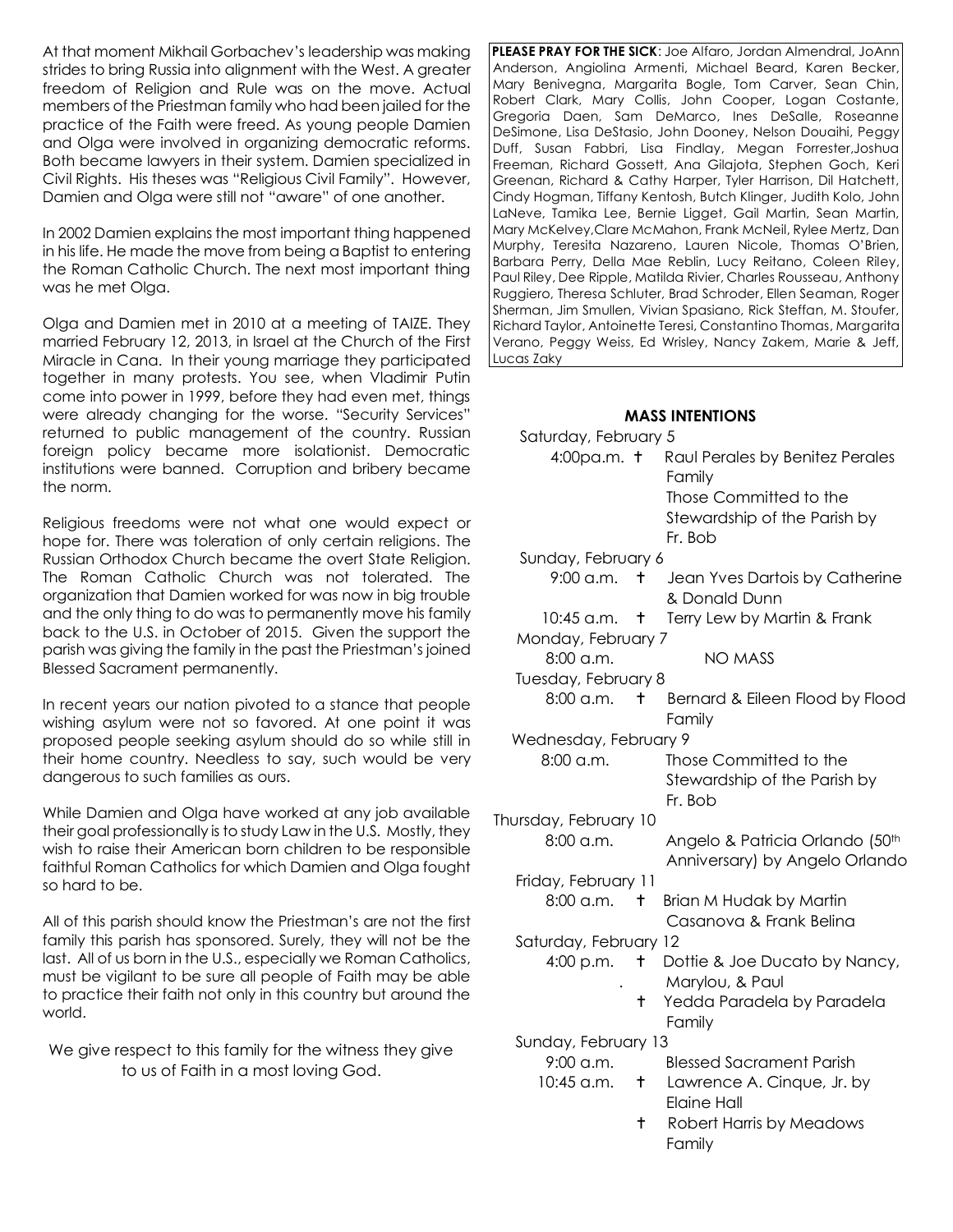At that moment Mikhail Gorbachev's leadership was making strides to bring Russia into alignment with the West. A greater freedom of Religion and Rule was on the move. Actual members of the Priestman family who had been jailed for the practice of the Faith were freed. As young people Damien and Olga were involved in organizing democratic reforms. Both became lawyers in their system. Damien specialized in Civil Rights. His theses was "Religious Civil Family". However, Damien and Olga were still not "aware" of one another.

In 2002 Damien explains the most important thing happened in his life. He made the move from being a Baptist to entering the Roman Catholic Church. The next most important thing was he met Olga.

Olga and Damien met in 2010 at a meeting of TAIZE. They married February 12, 2013, in Israel at the Church of the First Miracle in Cana. In their young marriage they participated together in many protests. You see, when Vladimir Putin come into power in 1999, before they had even met, things were already changing for the worse. "Security Services" returned to public management of the country. Russian foreign policy became more isolationist. Democratic institutions were banned. Corruption and bribery became the norm.

Religious freedoms were not what one would expect or hope for. There was toleration of only certain religions. The Russian Orthodox Church became the overt State Religion. The Roman Catholic Church was not tolerated. The organization that Damien worked for was now in big trouble and the only thing to do was to permanently move his family back to the U.S. in October of 2015. Given the support the parish was giving the family in the past the Priestman's joined Blessed Sacrament permanently.

In recent years our nation pivoted to a stance that people wishing asylum were not so favored. At one point it was proposed people seeking asylum should do so while still in their home country. Needless to say, such would be very dangerous to such families as ours.

While Damien and Olga have worked at any job available their goal professionally is to study Law in the U.S. Mostly, they wish to raise their American born children to be responsible faithful Roman Catholics for which Damien and Olga fought so hard to be.

All of this parish should know the Priestman's are not the first family this parish has sponsored. Surely, they will not be the last. All of us born in the U.S., especially we Roman Catholics, must be vigilant to be sure all people of Faith may be able to practice their faith not only in this country but around the world.

We give respect to this family for the witness they give to us of Faith in a most loving God.

**PLEASE PRAY FOR THE SICK**: Joe Alfaro, Jordan Almendral, JoAnn Anderson, Angiolina Armenti, Michael Beard, Karen Becker, Mary Benivegna, Margarita Bogle, Tom Carver, Sean Chin, Robert Clark, Mary Collis, John Cooper, Logan Costante, Gregoria Daen, Sam DeMarco, Ines DeSalle, Roseanne DeSimone, Lisa DeStasio, John Dooney, Nelson Douaihi, Peggy Duff, Susan Fabbri, Lisa Findlay, Megan Forrester,Joshua Freeman, Richard Gossett, Ana Gilajota, Stephen Goch, Keri Greenan, Richard & Cathy Harper, Tyler Harrison, Dil Hatchett, Cindy Hogman, Tiffany Kentosh, Butch Klinger, Judith Kolo, John LaNeve, Tamika Lee, Bernie Ligget, Gail Martin, Sean Martin, Mary McKelvey,Clare McMahon, Frank McNeil, Rylee Mertz, Dan Murphy, Teresita Nazareno, Lauren Nicole, Thomas O'Brien, Barbara Perry, Della Mae Reblin, Lucy Reitano, Coleen Riley, Paul Riley, Dee Ripple, Matilda Rivier, Charles Rousseau, Anthony Ruggiero, Theresa Schluter, Brad Schroder, Ellen Seaman, Roger Sherman, Jim Smullen, Vivian Spasiano, Rick Steffan, M. Stoufer, Richard Taylor, Antoinette Teresi, Constantino Thomas, Margarita Verano, Peggy Weiss, Ed Wrisley, Nancy Zakem, Marie & Jeff, Lucas Zaky

## MASS INTENTIONS

Saturday, February 5
- 4:00pa.m. † Raul Perales by Benitez Perales Family
- Those Committed to the Stewardship of the Parish by Fr. Bob

Sunday, February 6
- 9:00 a.m. † Jean Yves Dartois by Catherine & Donald Dunn
- 10:45 a.m. † Terry Lew by Martin & Frank

Monday, February 7
- 8:00 a.m. NO MASS

Tuesday, February 8
- 8:00 a.m. † Bernard & Eileen Flood by Flood Family

Wednesday, February 9
- 8:00 a.m. Those Committed to the Stewardship of the Parish by Fr. Bob

Thursday, February 10
- 8:00 a.m. Angelo & Patricia Orlando (50th Anniversary) by Angelo Orlando

Friday, February 11
- 8:00 a.m. † Brian M Hudak by Martin Casanova & Frank Belina

Saturday, February 12
- 4:00 p.m. † Dottie & Joe Ducato by Nancy, Marylou, & Paul
- † Yedda Paradela by Paradela Family

Sunday, February 13
- 9:00 a.m. Blessed Sacrament Parish
- 10:45 a.m. † Lawrence A. Cinque, Jr. by Elaine Hall
- † Robert Harris by Meadows Family